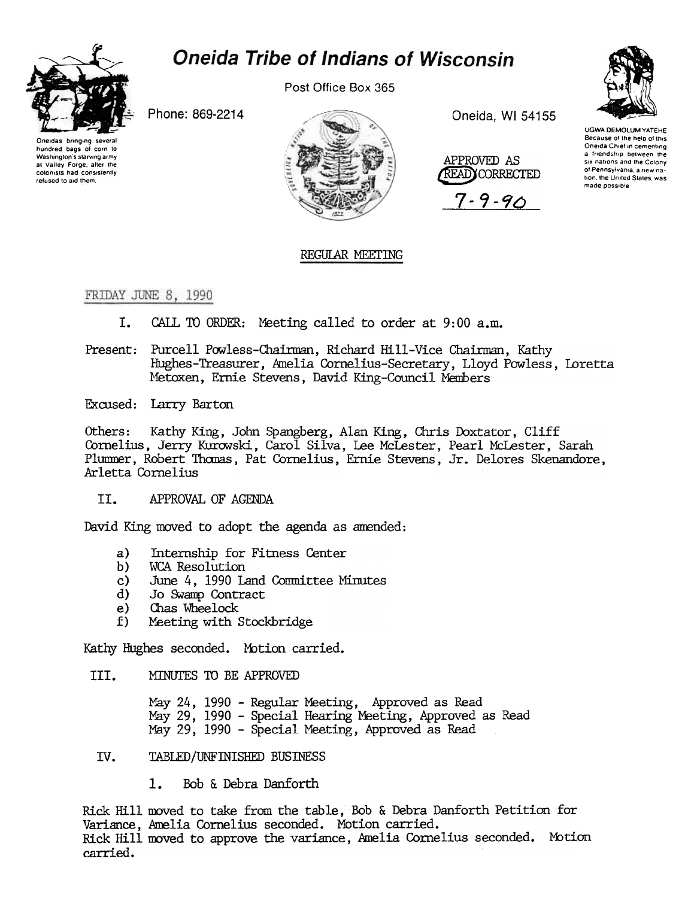# Oneida Tribe of Indians of Wisconsin

Post Office Box 365

Phone: 869-2214

Oneida, WI 54155

Oneidas bringing several hundred bags of corn to Washington's starving army at Valley Forge, after the colonists had consistently refused to aid them.

UGWA DEMOLUM YATEHE
Because of the help of this Oneida Chief in cementing a friendship between the six nations and the Colony of Pennsylvania, a new nation, the United States, was made possible

APPROVED AS READ/CORRECTED
7-9-90

## REGULAR MEETING

FRIDAY JUNE 8, 1990

I. CALL TO ORDER: Meeting called to order at 9:00 a.m.

Present: Purcell Powless-Chairman, Richard Hill-Vice Chairman, Kathy Hughes-Treasurer, Amelia Cornelius-Secretary, Lloyd Powless, Loretta Metoxen, Ernie Stevens, David King-Council Members

Excused: Larry Barton

Others: Kathy King, John Spangberg, Alan King, Chris Doxtator, Cliff Cornelius, Jerry Kurowski, Carol Silva, Lee McLester, Pearl McLester, Sarah Plummer, Robert Thomas, Pat Cornelius, Ernie Stevens, Jr. Delores Skenandore, Arletta Cornelius

II. APPROVAL OF AGENDA

David King moved to adopt the agenda as amended:

a) Internship for Fitness Center
b) WCA Resolution
c) June 4, 1990 Land Committee Minutes
d) Jo Swamp Contract
e) Chas Wheelock
f) Meeting with Stockbridge

Kathy Hughes seconded. Motion carried.

III. MINUTES TO BE APPROVED

May 24, 1990 - Regular Meeting, Approved as Read
May 29, 1990 - Special Hearing Meeting, Approved as Read
May 29, 1990 - Special Meeting, Approved as Read

IV. TABLED/UNFINISHED BUSINESS

1. Bob & Debra Danforth

Rick Hill moved to take from the table, Bob & Debra Danforth Petition for Variance, Amelia Cornelius seconded. Motion carried.
Rick Hill moved to approve the variance, Amelia Cornelius seconded. Motion carried.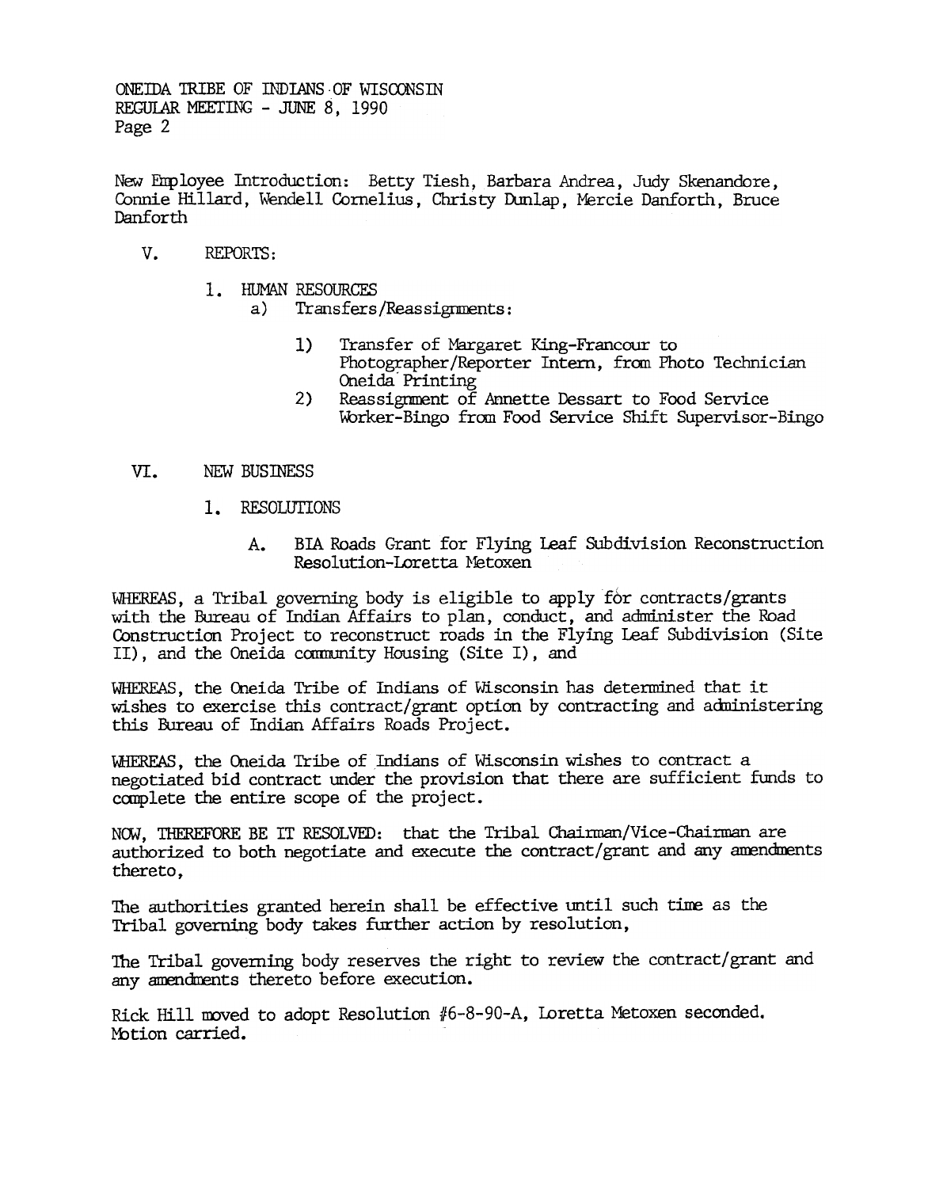New Employee Introduction: Betty Tiesh, Barbara Andrea, Judy Skenandore, Connie Hillard, Wendell Cornelius, Christy Dunlap, Mercie Danforth, Bruce Danforth

V. REPORTS:

1. HUMAN RESOURCES
   a) Transfers/Reassignments:
      1) Transfer of Margaret King-Francour to Photographer/Reporter Intern, from Photo Technician Oneida Printing
      2) Reassignment of Annette Dessart to Food Service Worker-Bingo from Food Service Shift Supervisor-Bingo

VI. NEW BUSINESS

1. RESOLUTIONS
   A. BIA Roads Grant for Flying Leaf Subdivision Reconstruction Resolution-Loretta Metoxen

WHEREAS, a Tribal governing body is eligible to apply for contracts/grants with the Bureau of Indian Affairs to plan, conduct, and administer the Road Construction Project to reconstruct roads in the Flying Leaf Subdivision (Site II), and the Oneida community Housing (Site I), and

WHEREAS, the Oneida Tribe of Indians of Wisconsin has determined that it wishes to exercise this contract/grant option by contracting and administering this Bureau of Indian Affairs Roads Project.

WHEREAS, the Oneida Tribe of Indians of Wisconsin wishes to contract a negotiated bid contract under the provision that there are sufficient funds to complete the entire scope of the project.

NOW, THEREFORE BE IT RESOLVED: that the Tribal Chairman/Vice-Chairman are authorized to both negotiate and execute the contract/grant and any amendments thereto,

The authorities granted herein shall be effective until such time as the Tribal governing body takes further action by resolution,

The Tribal governing body reserves the right to review the contract/grant and any amendments thereto before execution.

Rick Hill moved to adopt Resolution #6-8-90-A, Loretta Metoxen seconded. Motion carried.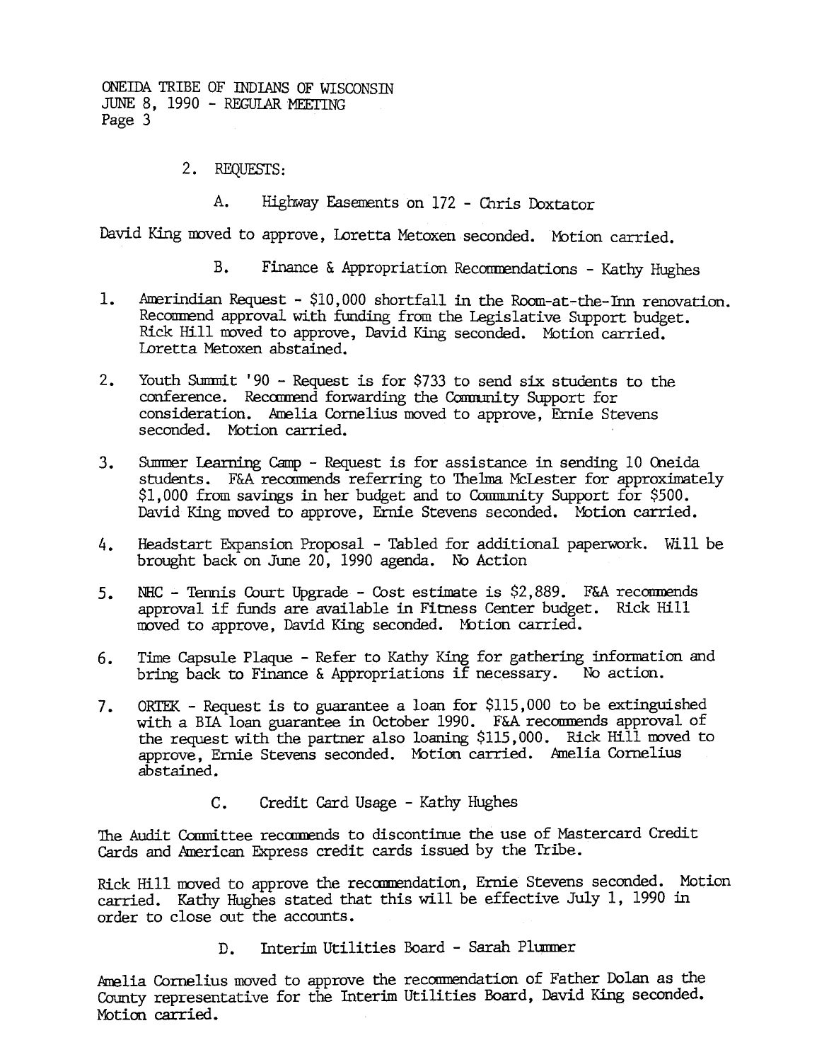2. REQUESTS:

A. Highway Easements on 172 - Chris Doxtator

David King moved to approve, Loretta Metoxen seconded. Motion carried.

B. Finance & Appropriation Recommendations - Kathy Hughes

1. Amerindian Request - $10,000 shortfall in the Room-at-the-Inn renovation. Recommend approval with funding from the Legislative Support budget. Rick Hill moved to approve, David King seconded. Motion carried. Loretta Metoxen abstained.

2. Youth Summit '90 - Request is for $733 to send six students to the conference. Recommend forwarding the Community Support for consideration. Amelia Cornelius moved to approve, Ernie Stevens seconded. Motion carried.

3. Summer Learning Camp - Request is for assistance in sending 10 Oneida students. F&A recommends referring to Thelma McLester for approximately $1,000 from savings in her budget and to Community Support for $500. David King moved to approve, Ernie Stevens seconded. Motion carried.

4. Headstart Expansion Proposal - Tabled for additional paperwork. Will be brought back on June 20, 1990 agenda. No Action

5. NHC - Tennis Court Upgrade - Cost estimate is $2,889. F&A recommends approval if funds are available in Fitness Center budget. Rick Hill moved to approve, David King seconded. Motion carried.

6. Time Capsule Plaque - Refer to Kathy King for gathering information and bring back to Finance & Appropriations if necessary. No action.

7. ORTEK - Request is to guarantee a loan for $115,000 to be extinguished with a BIA loan guarantee in October 1990. F&A recommends approval of the request with the partner also loaning $115,000. Rick Hill moved to approve, Ernie Stevens seconded. Motion carried. Amelia Cornelius abstained.

C. Credit Card Usage - Kathy Hughes

The Audit Committee recommends to discontinue the use of Mastercard Credit Cards and American Express credit cards issued by the Tribe.

Rick Hill moved to approve the recommendation, Ernie Stevens seconded. Motion carried. Kathy Hughes stated that this will be effective July 1, 1990 in order to close out the accounts.

D. Interim Utilities Board - Sarah Plummer

Amelia Cornelius moved to approve the recommendation of Father Dolan as the County representative for the Interim Utilities Board, David King seconded. Motion carried.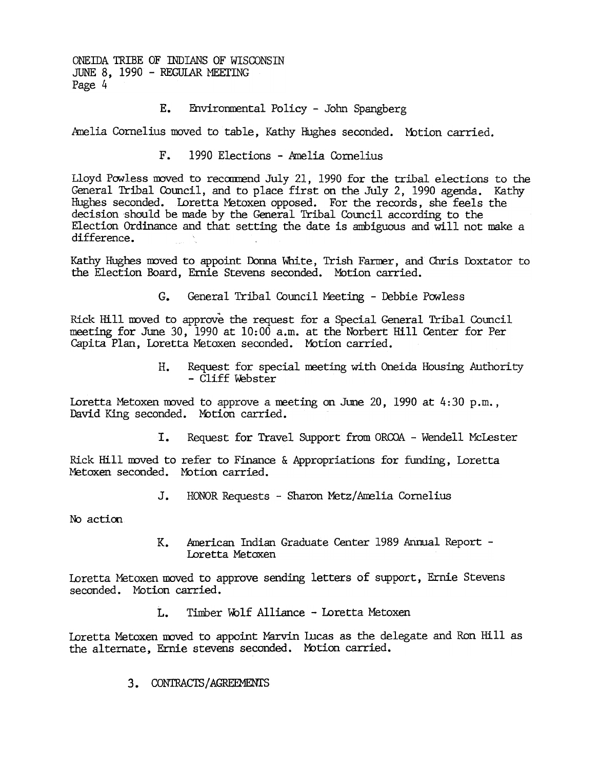E. Environmental Policy - John Spangberg

Amelia Cornelius moved to table, Kathy Hughes seconded. Motion carried.

F. 1990 Elections - Amelia Cornelius

Lloyd Powless moved to recommend July 21, 1990 for the tribal elections to the General Tribal Council, and to place first on the July 2, 1990 agenda. Kathy Hughes seconded. Loretta Metoxen opposed. For the records, she feels the decision should be made by the General Tribal Council according to the Election Ordinance and that setting the date is ambiguous and will not make a difference.

Kathy Hughes moved to appoint Donna White, Trish Farmer, and Chris Doxtator to the Election Board, Ernie Stevens seconded. Motion carried.

G. General Tribal Council Meeting - Debbie Powless

Rick Hill moved to approve the request for a Special General Tribal Council meeting for June 30, 1990 at 10:00 a.m. at the Norbert Hill Center for Per Capita Plan, Loretta Metoxen seconded. Motion carried.

H. Request for special meeting with Oneida Housing Authority - Cliff Webster

Loretta Metoxen moved to approve a meeting on June 20, 1990 at 4:30 p.m., David King seconded. Motion carried.

I. Request for Travel Support from ORCOA - Wendell McLester

Rick Hill moved to refer to Finance & Appropriations for funding, Loretta Metoxen seconded. Motion carried.

J. HONOR Requests - Sharon Metz/Amelia Cornelius

No action

K. American Indian Graduate Center 1989 Annual Report - Loretta Metoxen

Loretta Metoxen moved to approve sending letters of support, Ernie Stevens seconded. Motion carried.

L. Timber Wolf Alliance - Loretta Metoxen

Loretta Metoxen moved to appoint Marvin Lucas as the delegate and Ron Hill as the alternate, Ernie stevens seconded. Motion carried.

3. CONTRACTS/AGREEMENTS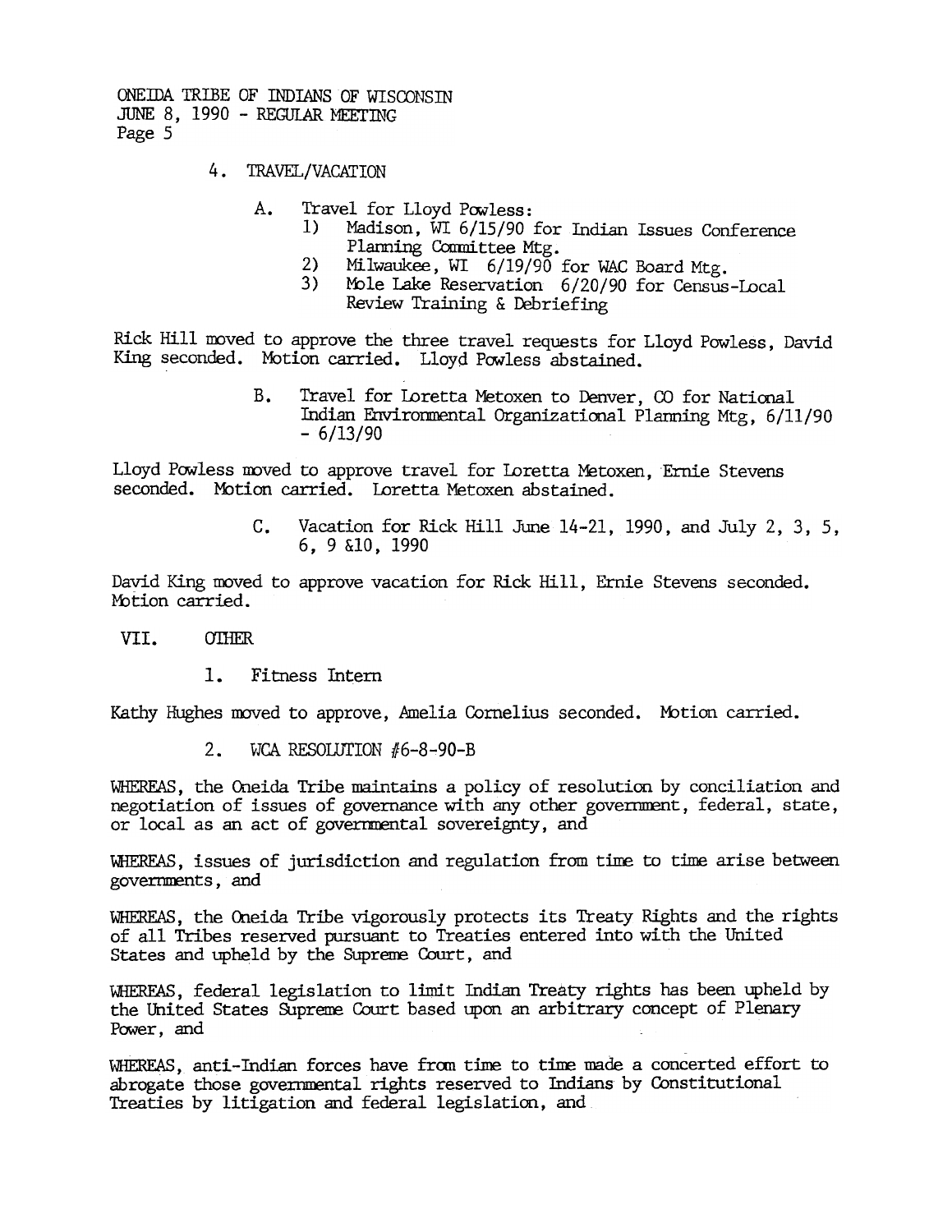4. TRAVEL/VACATION

   A. Travel for Lloyd Powless:
      1) Madison, WI 6/15/90 for Indian Issues Conference Planning Committee Mtg.
      2) Milwaukee, WI 6/19/90 for WAC Board Mtg.
      3) Mole Lake Reservation 6/20/90 for Census-Local Review Training & Debriefing

Rick Hill moved to approve the three travel requests for Lloyd Powless, David King seconded. Motion carried. Lloyd Powless abstained.

   B. Travel for Loretta Metoxen to Denver, CO for National Indian Environmental Organizational Planning Mtg, 6/11/90 - 6/13/90

Lloyd Powless moved to approve travel for Loretta Metoxen, Ernie Stevens seconded. Motion carried. Loretta Metoxen abstained.

   C. Vacation for Rick Hill June 14-21, 1990, and July 2, 3, 5, 6, 9 &10, 1990

David King moved to approve vacation for Rick Hill, Ernie Stevens seconded. Motion carried.

VII. OTHER

1. Fitness Intern

Kathy Hughes moved to approve, Amelia Cornelius seconded. Motion carried.

2. WCA RESOLUTION #6-8-90-B

WHEREAS, the Oneida Tribe maintains a policy of resolution by conciliation and negotiation of issues of governance with any other government, federal, state, or local as an act of governmental sovereignty, and

WHEREAS, issues of jurisdiction and regulation from time to time arise between governments, and

WHEREAS, the Oneida Tribe vigorously protects its Treaty Rights and the rights of all Tribes reserved pursuant to Treaties entered into with the United States and upheld by the Supreme Court, and

WHEREAS, federal legislation to limit Indian Treaty rights has been upheld by the United States Supreme Court based upon an arbitrary concept of Plenary Power, and

WHEREAS, anti-Indian forces have from time to time made a concerted effort to abrogate those governmental rights reserved to Indians by Constitutional Treaties by litigation and federal legislation, and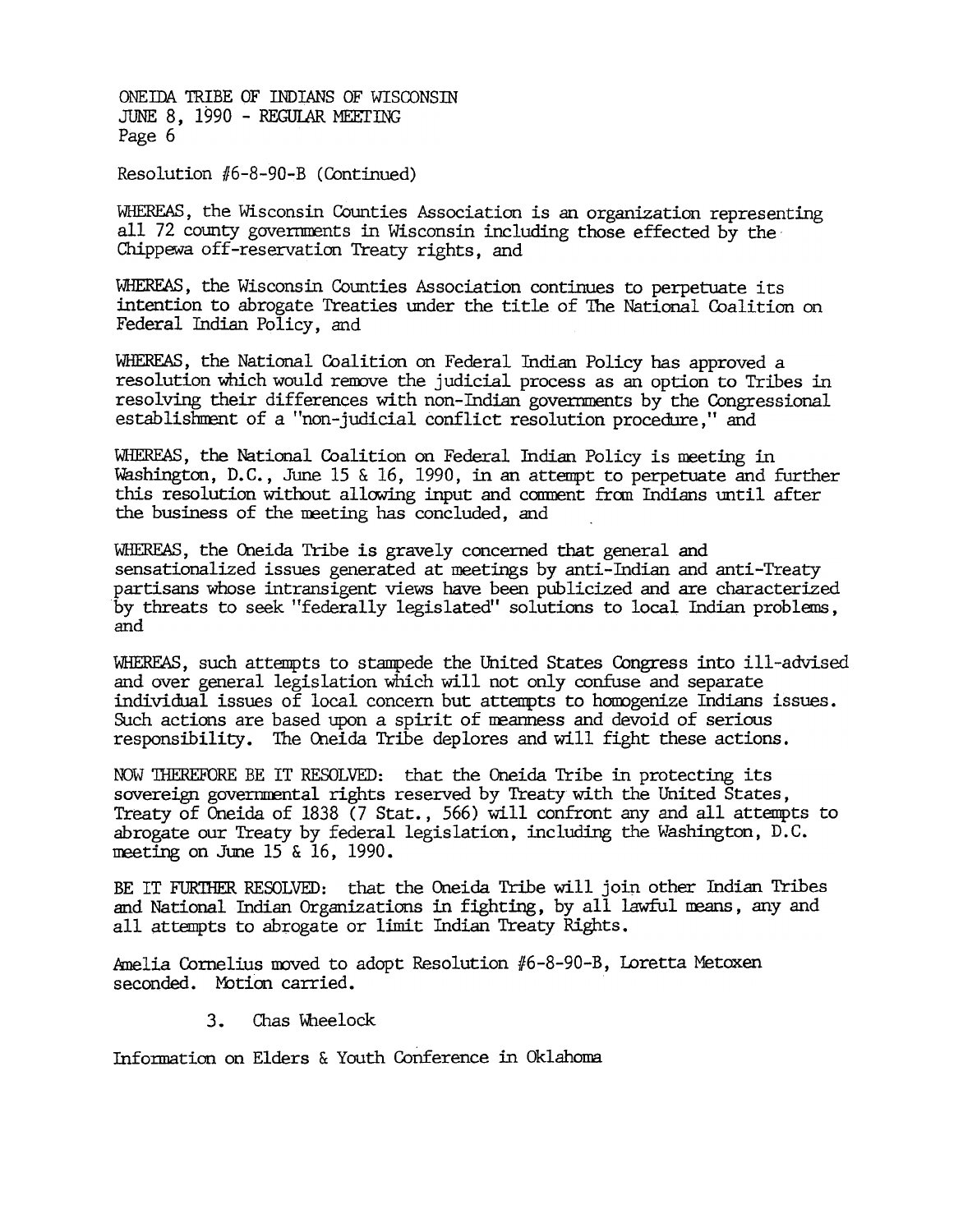Resolution #6-8-90-B (Continued)

WHEREAS, the Wisconsin Counties Association is an organization representing all 72 county governments in Wisconsin including those effected by the Chippewa off-reservation Treaty rights, and

WHEREAS, the Wisconsin Counties Association continues to perpetuate its intention to abrogate Treaties under the title of The National Coalition on Federal Indian Policy, and

WHEREAS, the National Coalition on Federal Indian Policy has approved a resolution which would remove the judicial process as an option to Tribes in resolving their differences with non-Indian governments by the Congressional establishment of a "non-judicial conflict resolution procedure," and

WHEREAS, the National Coalition on Federal Indian Policy is meeting in Washington, D.C., June 15 & 16, 1990, in an attempt to perpetuate and further this resolution without allowing input and comment from Indians until after the business of the meeting has concluded, and

WHEREAS, the Oneida Tribe is gravely concerned that general and sensationalized issues generated at meetings by anti-Indian and anti-Treaty partisans whose intransigent views have been publicized and are characterized by threats to seek "federally legislated" solutions to local Indian problems, and

WHEREAS, such attempts to stampede the United States Congress into ill-advised and over general legislation which will not only confuse and separate individual issues of local concern but attempts to homogenize Indians issues. Such actions are based upon a spirit of meanness and devoid of serious responsibility. The Oneida Tribe deplores and will fight these actions.

NOW THEREFORE BE IT RESOLVED: that the Oneida Tribe in protecting its sovereign governmental rights reserved by Treaty with the United States, Treaty of Oneida of 1838 (7 Stat., 566) will confront any and all attempts to abrogate our Treaty by federal legislation, including the Washington, D.C. meeting on June 15 & 16, 1990.

BE IT FURTHER RESOLVED: that the Oneida Tribe will join other Indian Tribes and National Indian Organizations in fighting, by all lawful means, any and all attempts to abrogate or limit Indian Treaty Rights.

Amelia Cornelius moved to adopt Resolution #6-8-90-B, Loretta Metoxen seconded. Motion carried.

3. Chas Wheelock

Information on Elders & Youth Conference in Oklahoma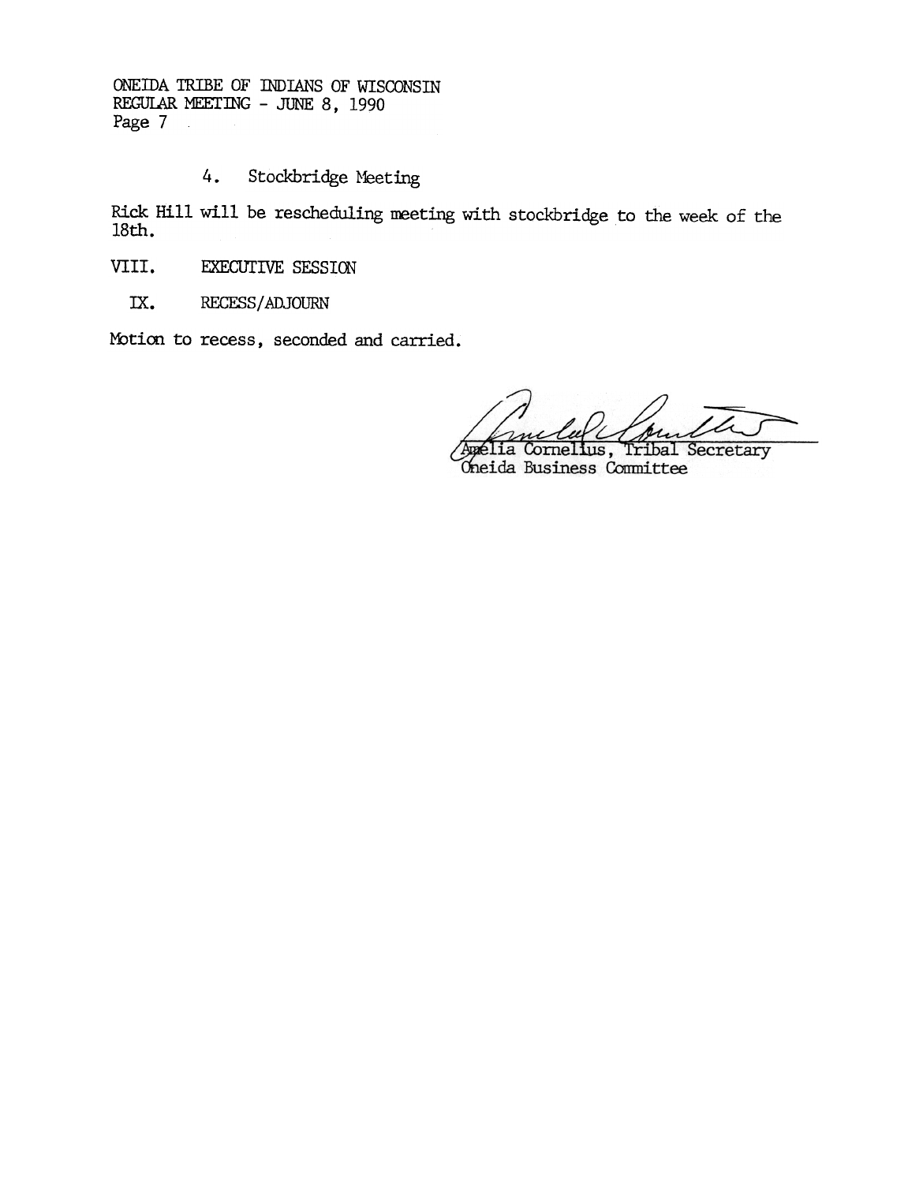4. Stockbridge Meeting

Rick Hill will be rescheduling meeting with stockbridge to the week of the 18th.

VIII. EXECUTIVE SESSION

IX. RECESS/ADJOURN

Motion to recess, seconded and carried.

Amelia Cornelius, Tribal Secretary
Oneida Business Committee